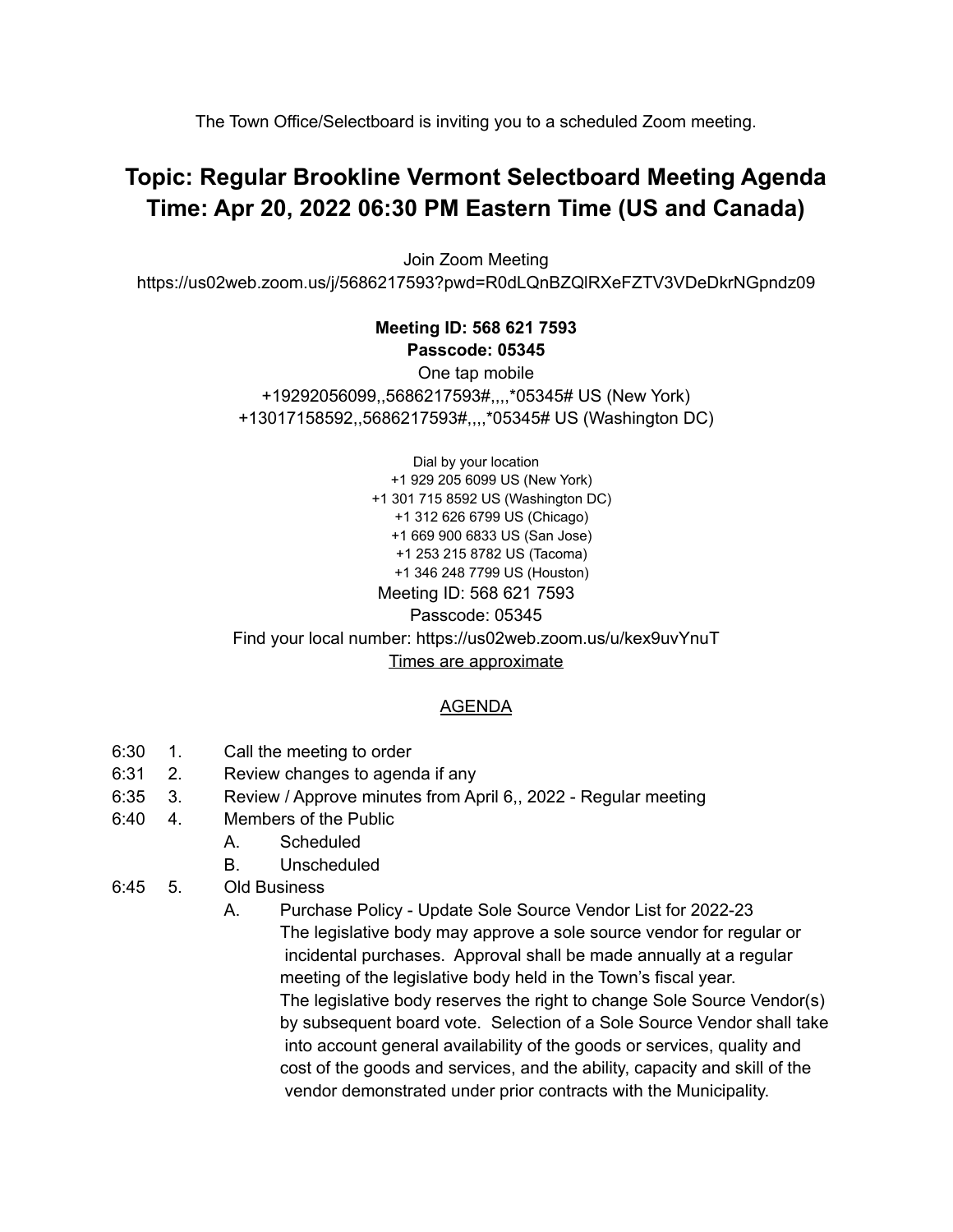The Town Office/Selectboard is inviting you to a scheduled Zoom meeting.

# Topic: Regular Brookline Vermont Selectboard Meeting Agenda
# Time: Apr 20, 2022 06:30 PM Eastern Time (US and Canada)

Join Zoom Meeting
https://us02web.zoom.us/j/5686217593?pwd=R0dLQnBZQlRXeFZTV3VDeDkrNGpndz09

**Meeting ID: 568 621 7593**
**Passcode: 05345**

One tap mobile
+19292056099,,5686217593#,,,,*05345# US (New York)
+13017158592,,5686217593#,,,,*05345# US (Washington DC)

Dial by your location
+1 929 205 6099 US (New York)
+1 301 715 8592 US (Washington DC)
+1 312 626 6799 US (Chicago)
+1 669 900 6833 US (San Jose)
+1 253 215 8782 US (Tacoma)
+1 346 248 7799 US (Houston)

Meeting ID: 568 621 7593
Passcode: 05345
Find your local number: https://us02web.zoom.us/u/kex9uvYnuT

Times are approximate

## AGENDA

- 6:30 1. Call the meeting to order
- 6:31 2. Review changes to agenda if any
- 6:35 3. Review / Approve minutes from April 6,, 2022 - Regular meeting
- 6:40 4. Members of the Public
  - A. Scheduled
  - B. Unscheduled
- 6:45 5. Old Business
  - A. Purchase Policy - Update Sole Source Vendor List for 2022-23
    The legislative body may approve a sole source vendor for regular or incidental purchases. Approval shall be made annually at a regular meeting of the legislative body held in the Town's fiscal year.
    The legislative body reserves the right to change Sole Source Vendor(s) by subsequent board vote. Selection of a Sole Source Vendor shall take into account general availability of the goods or services, quality and cost of the goods and services, and the ability, capacity and skill of the vendor demonstrated under prior contracts with the Municipality.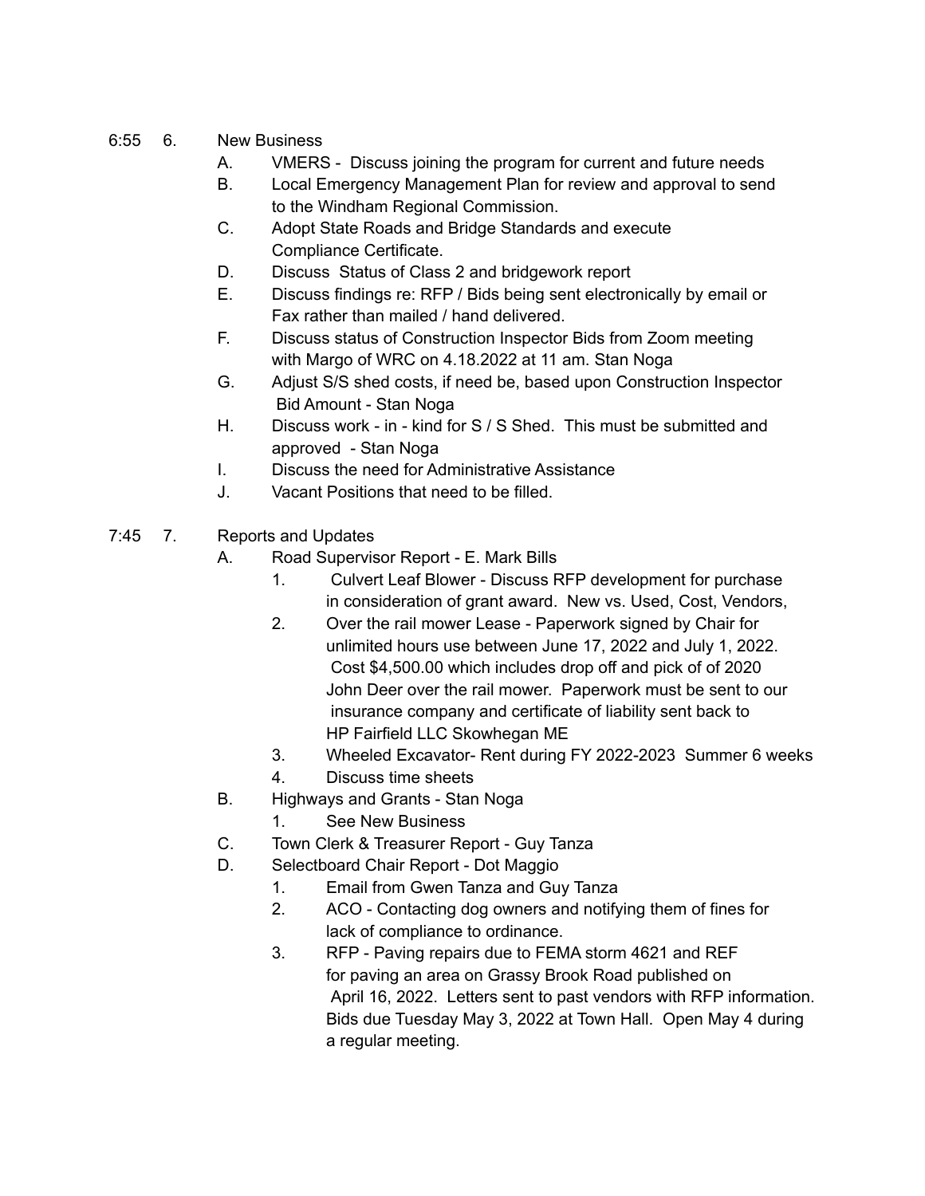6:55 6. New Business

- A. VMERS - Discuss joining the program for current and future needs
- B. Local Emergency Management Plan for review and approval to send to the Windham Regional Commission.
- C. Adopt State Roads and Bridge Standards and execute Compliance Certificate.
- D. Discuss Status of Class 2 and bridgework report
- E. Discuss findings re: RFP / Bids being sent electronically by email or Fax rather than mailed / hand delivered.
- F. Discuss status of Construction Inspector Bids from Zoom meeting with Margo of WRC on 4.18.2022 at 11 am. Stan Noga
- G. Adjust S/S shed costs, if need be, based upon Construction Inspector Bid Amount - Stan Noga
- H. Discuss work - in - kind for S / S Shed. This must be submitted and approved - Stan Noga
- I. Discuss the need for Administrative Assistance
- J. Vacant Positions that need to be filled.

7:45 7. Reports and Updates

- A. Road Supervisor Report - E. Mark Bills
  1. Culvert Leaf Blower - Discuss RFP development for purchase in consideration of grant award. New vs. Used, Cost, Vendors,
  2. Over the rail mower Lease - Paperwork signed by Chair for unlimited hours use between June 17, 2022 and July 1, 2022. Cost $4,500.00 which includes drop off and pick of of 2020 John Deer over the rail mower. Paperwork must be sent to our insurance company and certificate of liability sent back to HP Fairfield LLC Skowhegan ME
  3. Wheeled Excavator- Rent during FY 2022-2023 Summer 6 weeks
  4. Discuss time sheets
- B. Highways and Grants - Stan Noga
  1. See New Business
- C. Town Clerk & Treasurer Report - Guy Tanza
- D. Selectboard Chair Report - Dot Maggio
  1. Email from Gwen Tanza and Guy Tanza
  2. ACO - Contacting dog owners and notifying them of fines for lack of compliance to ordinance.
  3. RFP - Paving repairs due to FEMA storm 4621 and REF for paving an area on Grassy Brook Road published on April 16, 2022. Letters sent to past vendors with RFP information. Bids due Tuesday May 3, 2022 at Town Hall. Open May 4 during a regular meeting.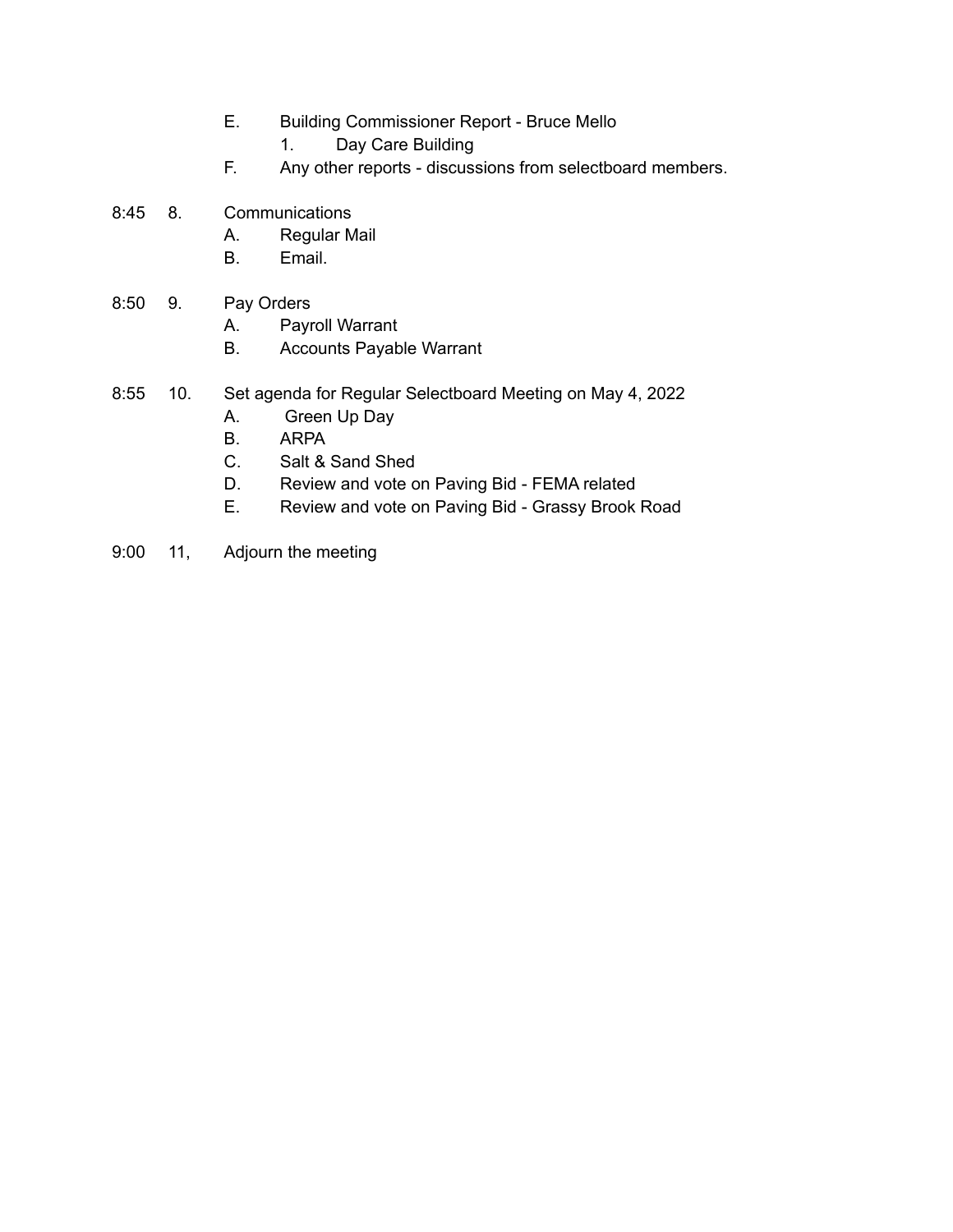E. Building Commissioner Report - Bruce Mello
   1. Day Care Building
F. Any other reports - discussions from selectboard members.

8:45 8. Communications
   A. Regular Mail
   B. Email.

8:50 9. Pay Orders
   A. Payroll Warrant
   B. Accounts Payable Warrant

8:55 10. Set agenda for Regular Selectboard Meeting on May 4, 2022
   A. Green Up Day
   B. ARPA
   C. Salt & Sand Shed
   D. Review and vote on Paving Bid - FEMA related
   E. Review and vote on Paving Bid - Grassy Brook Road

9:00 11, Adjourn the meeting